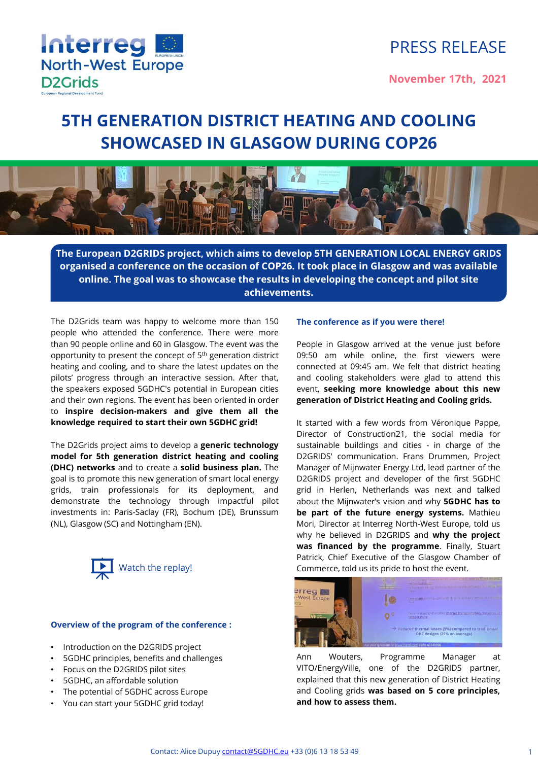Interreg North-West Europe D2Grids

PRESS RELEASE

**November 17th, 2021**

# 5TH GENERATION DISTRICT HEATING AND COOLING SHOWCASED IN GLASGOW DURING COP26

**The European D2GRIDS project, which aims to develop 5TH GENERATION LOCAL ENERGY GRIDS organised a conference on the occasion of COP26. It took place in Glasgow and was available online. The goal was to showcase the results in developing the concept and pilot site achievements.**

The D2Grids team was happy to welcome more than 150 people who attended the conference. There were more than 90 people online and 60 in Glasgow. The event was the opportunity to present the concept of 5[th] generation district heating and cooling, and to share the latest updates on the pilots' progress through an interactive session. After that, the speakers exposed 5GDHC's potential in European cities and their own regions. The event has been oriented in order to **inspire decision-makers and give them all the knowledge required to start their own 5GDHC grid!**

The D2Grids project aims to develop a **generic technology model for 5th generation district heating and cooling (DHC) networks** and to create a **solid business plan.** The goal is to promote this new generation of smart local energy grids, train professionals for its deployment, and demonstrate the technology through impactful pilot investments in: Paris-Saclay (FR), Bochum (DE), Brunssum (NL), Glasgow (SC) and Nottingham (EN).

Watch the replay!

### Overview of the program of the conference :

- Introduction on the D2GRIDS project
- 5GDHC principles, benefits and challenges
- Focus on the D2GRIDS pilot sites
- 5GDHC, an affordable solution
- The potential of 5GDHC across Europe
- You can start your 5GDHC grid today!

### The conference as if you were there!

People in Glasgow arrived at the venue just before 09:50 am while online, the first viewers were connected at 09:45 am. We felt that district heating and cooling stakeholders were glad to attend this event, **seeking more knowledge about this new generation of District Heating and Cooling grids.**

It started with a few words from Véronique Pappe, Director of Construction21, the social media for sustainable buildings and cities - in charge of the D2GRIDS' communication. Frans Drummen, Project Manager of Mijnwater Energy Ltd, lead partner of the D2GRIDS project and developer of the first 5GDHC grid in Herlen, Netherlands was next and talked about the Mijnwater's vision and why **5GDHC has to be part of the future energy systems.** Mathieu Mori, Director at Interreg North-West Europe, told us why he believed in D2GRIDS and **why the project was financed by the programme**. Finally, Stuart Patrick, Chief Executive of the Glasgow Chamber of Commerce, told us its pride to host the event.

Ann Wouters, Programme Manager at VITO/EnergyVille, one of the D2GRIDS partner, explained that this new generation of District Heating and Cooling grids **was based on 5 core principles, and how to assess them.**

Contact: Alice Dupuy contact@5GDHC.eu +33 (0)6 13 18 53 49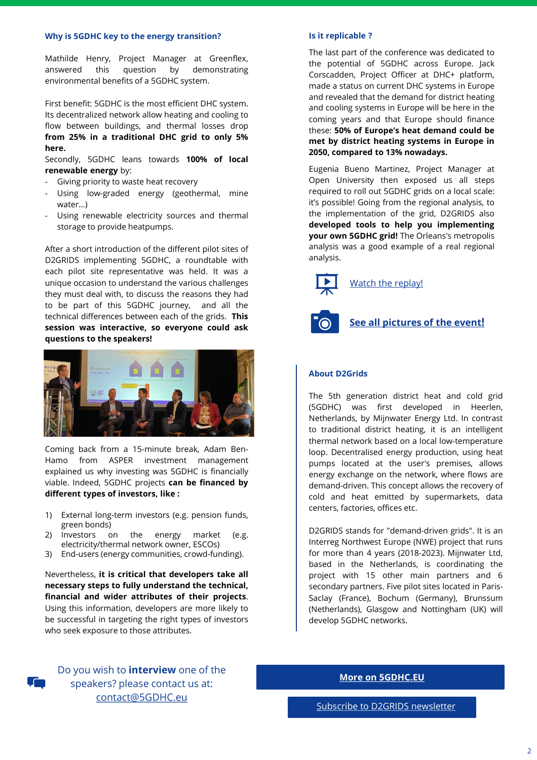### Why is 5GDHC key to the energy transition?

Mathilde Henry, Project Manager at Greenflex, answered this question by demonstrating environmental benefits of a 5GDHC system.

First benefit: 5GDHC is the most efficient DHC system. Its decentralized network allow heating and cooling to flow between buildings, and thermal losses drop **from 25% in a traditional DHC grid to only 5% here.**
Secondly, 5GDHC leans towards **100% of local renewable energy** by:

- Giving priority to waste heat recovery
- Using low-graded energy (geothermal, mine water…)
- Using renewable electricity sources and thermal storage to provide heatpumps.

After a short introduction of the different pilot sites of D2GRIDS implementing 5GDHC, a roundtable with each pilot site representative was held. It was a unique occasion to understand the various challenges they must deal with, to discuss the reasons they had to be part of this 5GDHC journey, and all the technical differences between each of the grids. **This session was interactive, so everyone could ask questions to the speakers!**

Coming back from a 15-minute break, Adam Ben-Hamo from ASPER investment management explained us why investing was 5GDHC is financially viable. Indeed, 5GDHC projects **can be financed by different types of investors, like :**

1) External long-term investors (e.g. pension funds, green bonds)
2) Investors on the energy market (e.g. electricity/thermal network owner, ESCOs)
3) End-users (energy communities, crowd-funding).

Nevertheless, **it is critical that developers take all necessary steps to fully understand the technical, financial and wider attributes of their projects**. Using this information, developers are more likely to be successful in targeting the right types of investors who seek exposure to those attributes.

### Is it replicable ?

The last part of the conference was dedicated to the potential of 5GDHC across Europe. Jack Corscadden, Project Officer at DHC+ platform, made a status on current DHC systems in Europe and revealed that the demand for district heating and cooling systems in Europe will be here in the coming years and that Europe should finance these: **50% of Europe's heat demand could be met by district heating systems in Europe in 2050, compared to 13% nowadays.**

Eugenia Bueno Martinez, Project Manager at Open University then exposed us all steps required to roll out 5GDHC grids on a local scale: it's possible! Going from the regional analysis, to the implementation of the grid, D2GRIDS also **developed tools to help you implementing your own 5GDHC grid!** The Orleans's metropolis analysis was a good example of a real regional analysis.

Watch the replay!

**See all pictures of the event!**

### About D2Grids

The 5th generation district heat and cold grid (5GDHC) was first developed in Heerlen, Netherlands, by Mijnwater Energy Ltd. In contrast to traditional district heating, it is an intelligent thermal network based on a local low-temperature loop. Decentralised energy production, using heat pumps located at the user's premises, allows energy exchange on the network, where flows are demand-driven. This concept allows the recovery of cold and heat emitted by supermarkets, data centers, factories, offices etc.

D2GRIDS stands for "demand-driven grids". It is an Interreg Northwest Europe (NWE) project that runs for more than 4 years (2018-2023). Mijnwater Ltd, based in the Netherlands, is coordinating the project with 15 other main partners and 6 secondary partners. Five pilot sites located in Paris-Saclay (France), Bochum (Germany), Brunssum (Netherlands), Glasgow and Nottingham (UK) will develop 5GDHC networks.

Do you wish to **interview** one of the speakers? please contact us at: contact@5GDHC.eu

**More on 5GDHC.EU**

Subscribe to D2GRIDS newsletter